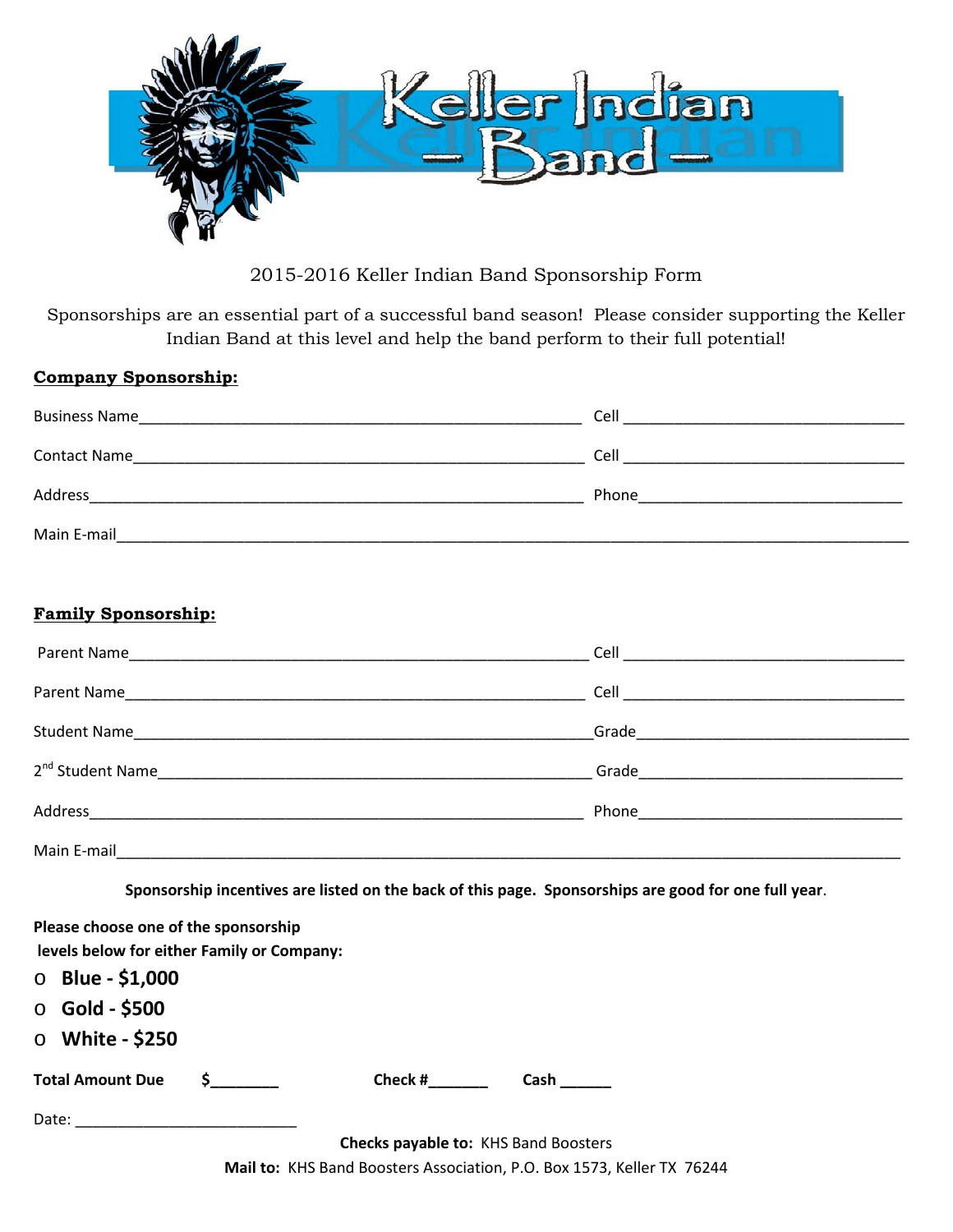# 2015-2016 Keller Indian Band Sponsorship Form

Sponsorships are an essential part of a successful band season! Please consider supporting the Keller Indian Band at this level and help the band perform to their full potential!

**Company Sponsorship:**

Business Name_______________________________________________ Cell ____________________________

Contact Name_______________________________________________ Cell ____________________________

Address___________________________________________________ Phone___________________________

Main E-mail_________________________________________________________________________________

**Family Sponsorship:**

Parent Name_______________________________________________ Cell ____________________________

Parent Name_______________________________________________ Cell ____________________________

Student Name______________________________________________ Grade___________________________

2nd Student Name___________________________________________ Grade___________________________

Address___________________________________________________ Phone___________________________

Main E-mail_________________________________________________________________________________

**Sponsorship incentives are listed on the back of this page. Sponsorships are good for one full year**.

**Please choose one of the sponsorship levels below for either Family or Company:**

- o **Blue - $1,000**
- o **Gold - $500**
- o **White - $250**

**Total Amount Due** **$_______** **Check #______** **Cash ______**

Date: _________________________

**Checks payable to:** KHS Band Boosters

**Mail to:** KHS Band Boosters Association, P.O. Box 1573, Keller TX 76244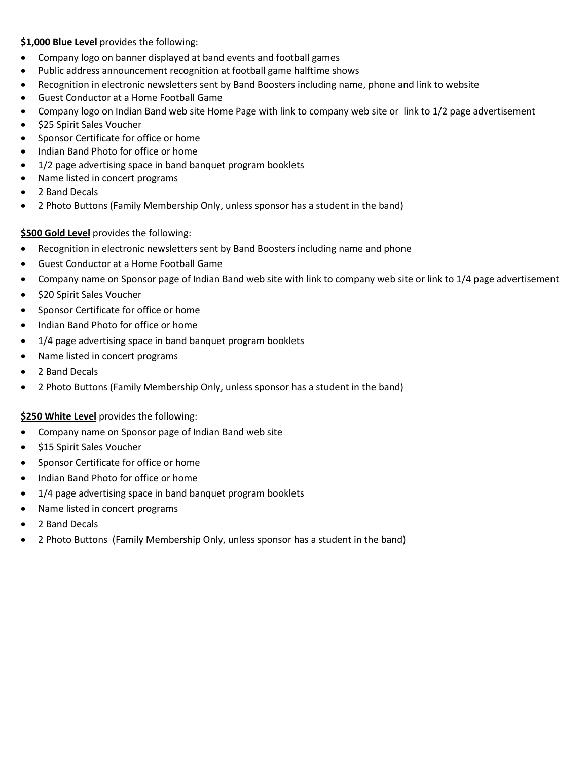**$1,000 Blue Level** provides the following:

- Company logo on banner displayed at band events and football games
- Public address announcement recognition at football game halftime shows
- Recognition in electronic newsletters sent by Band Boosters including name, phone and link to website
- Guest Conductor at a Home Football Game
- Company logo on Indian Band web site Home Page with link to company web site or link to 1/2 page advertisement
- $25 Spirit Sales Voucher
- Sponsor Certificate for office or home
- Indian Band Photo for office or home
- 1/2 page advertising space in band banquet program booklets
- Name listed in concert programs
- 2 Band Decals
- 2 Photo Buttons (Family Membership Only, unless sponsor has a student in the band)

**$500 Gold Level** provides the following:

- Recognition in electronic newsletters sent by Band Boosters including name and phone
- Guest Conductor at a Home Football Game
- Company name on Sponsor page of Indian Band web site with link to company web site or link to 1/4 page advertisement
- $20 Spirit Sales Voucher
- Sponsor Certificate for office or home
- Indian Band Photo for office or home
- 1/4 page advertising space in band banquet program booklets
- Name listed in concert programs
- 2 Band Decals
- 2 Photo Buttons (Family Membership Only, unless sponsor has a student in the band)

**$250 White Level** provides the following:

- Company name on Sponsor page of Indian Band web site
- $15 Spirit Sales Voucher
- Sponsor Certificate for office or home
- Indian Band Photo for office or home
- 1/4 page advertising space in band banquet program booklets
- Name listed in concert programs
- 2 Band Decals
- 2 Photo Buttons (Family Membership Only, unless sponsor has a student in the band)